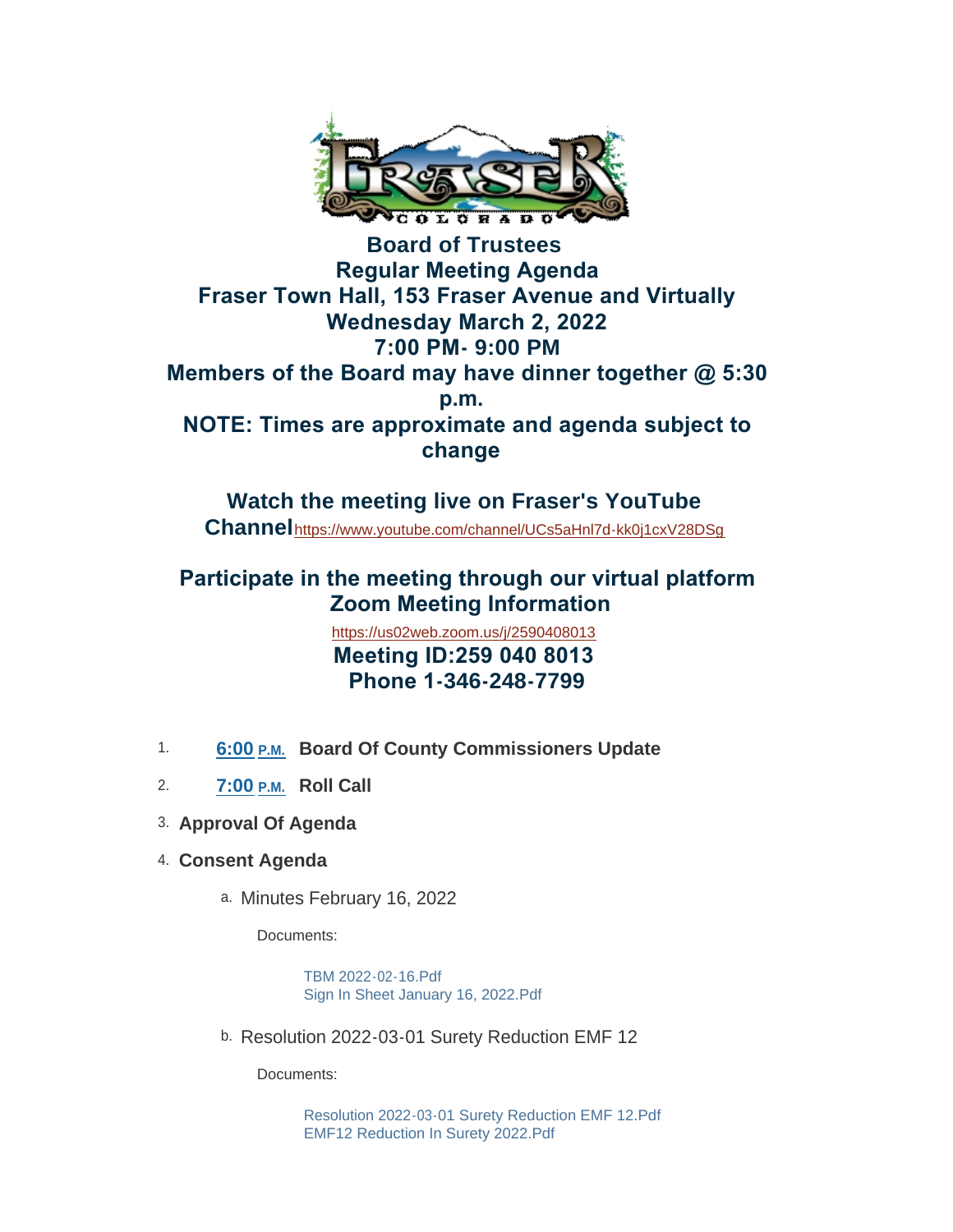# Board of Trustees
# Regular Meeting Agenda
# Fraser Town Hall, 153 Fraser Avenue and Virtually
# Wednesday March 2, 2022
# 7:00 PM- 9:00 PM

**Members of the Board may have dinner together @ 5:30 p.m.**

**NOTE: Times are approximate and agenda subject to change**

**Watch the meeting live on Fraser's YouTube Channel** https://www.youtube.com/channel/UCs5aHnl7d-kk0j1cxV28DSg

**Participate in the meeting through our virtual platform**
**Zoom Meeting Information**

https://us02web.zoom.us/j/2590408013

**Meeting ID:259 040 8013**
**Phone 1-346-248-7799**

1. **6:00 P.M. Board Of County Commissioners Update**
2. **7:00 P.M. Roll Call**
3. **Approval Of Agenda**
4. **Consent Agenda**
   a. Minutes February 16, 2022

      Documents:

      TBM 2022-02-16.Pdf
      Sign In Sheet January 16, 2022.Pdf

   b. Resolution 2022-03-01 Surety Reduction EMF 12

      Documents:

      Resolution 2022-03-01 Surety Reduction EMF 12.Pdf
      EMF12 Reduction In Surety 2022.Pdf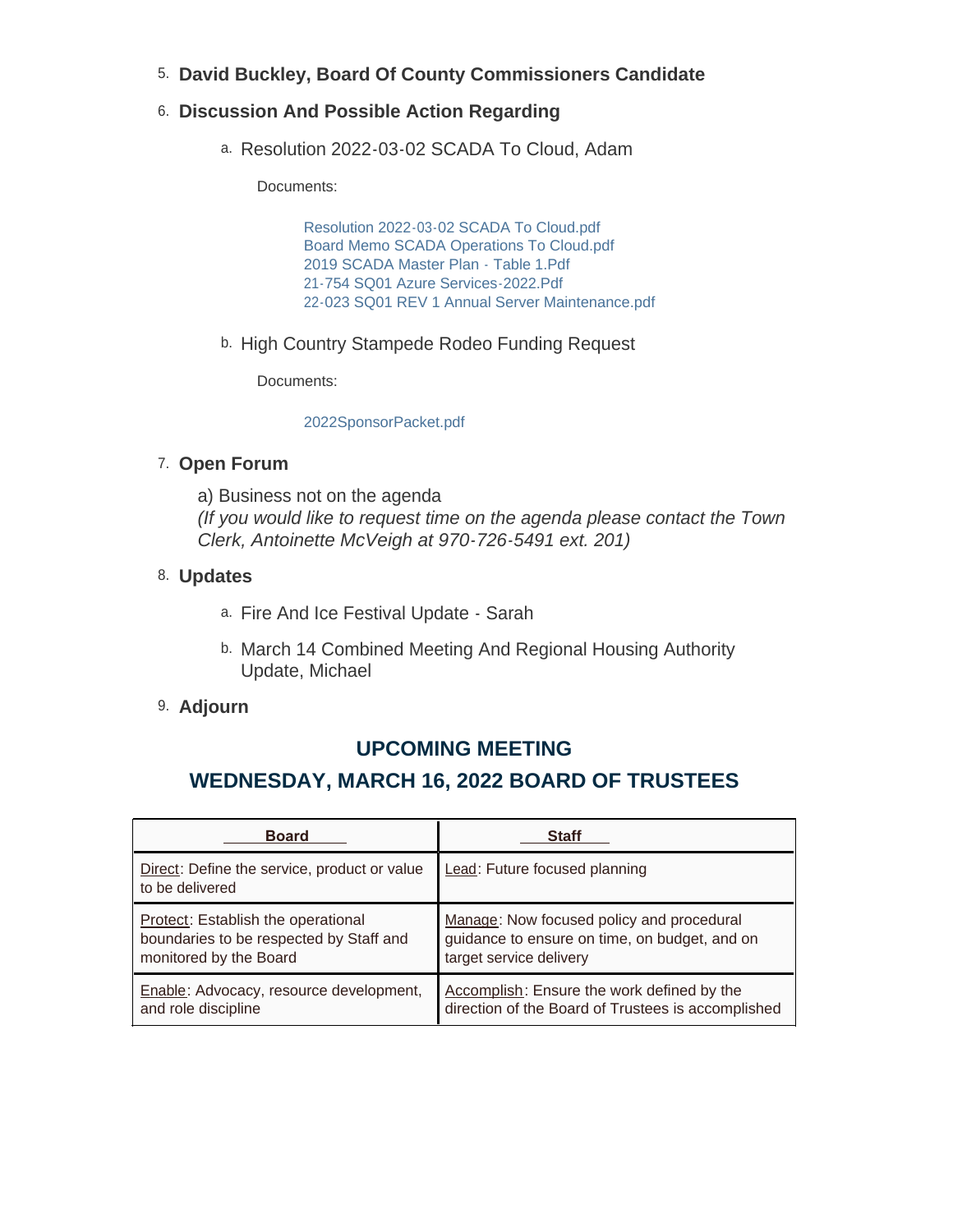5. **David Buckley, Board Of County Commissioners Candidate**
6. **Discussion And Possible Action Regarding**
   a. Resolution 2022-03-02 SCADA To Cloud, Adam

      Documents:

      Resolution 2022-03-02 SCADA To Cloud.pdf
      Board Memo SCADA Operations To Cloud.pdf
      2019 SCADA Master Plan - Table 1.Pdf
      21-754 SQ01 Azure Services-2022.Pdf
      22-023 SQ01 REV 1 Annual Server Maintenance.pdf

   b. High Country Stampede Rodeo Funding Request

      Documents:

      2022SponsorPacket.pdf

7. **Open Forum**

   a) Business not on the agenda
   *(If you would like to request time on the agenda please contact the Town Clerk, Antoinette McVeigh at 970-726-5491 ext. 201)*

8. **Updates**
   a. Fire And Ice Festival Update - Sarah
   b. March 14 Combined Meeting And Regional Housing Authority Update, Michael
9. **Adjourn**

## UPCOMING MEETING

## WEDNESDAY, MARCH 16, 2022 BOARD OF TRUSTEES

| Board | Staff |
| --- | --- |
| Direct: Define the service, product or value to be delivered | Lead: Future focused planning |
| Protect: Establish the operational boundaries to be respected by Staff and monitored by the Board | Manage: Now focused policy and procedural guidance to ensure on time, on budget, and on target service delivery |
| Enable: Advocacy, resource development, and role discipline | Accomplish: Ensure the work defined by the direction of the Board of Trustees is accomplished |